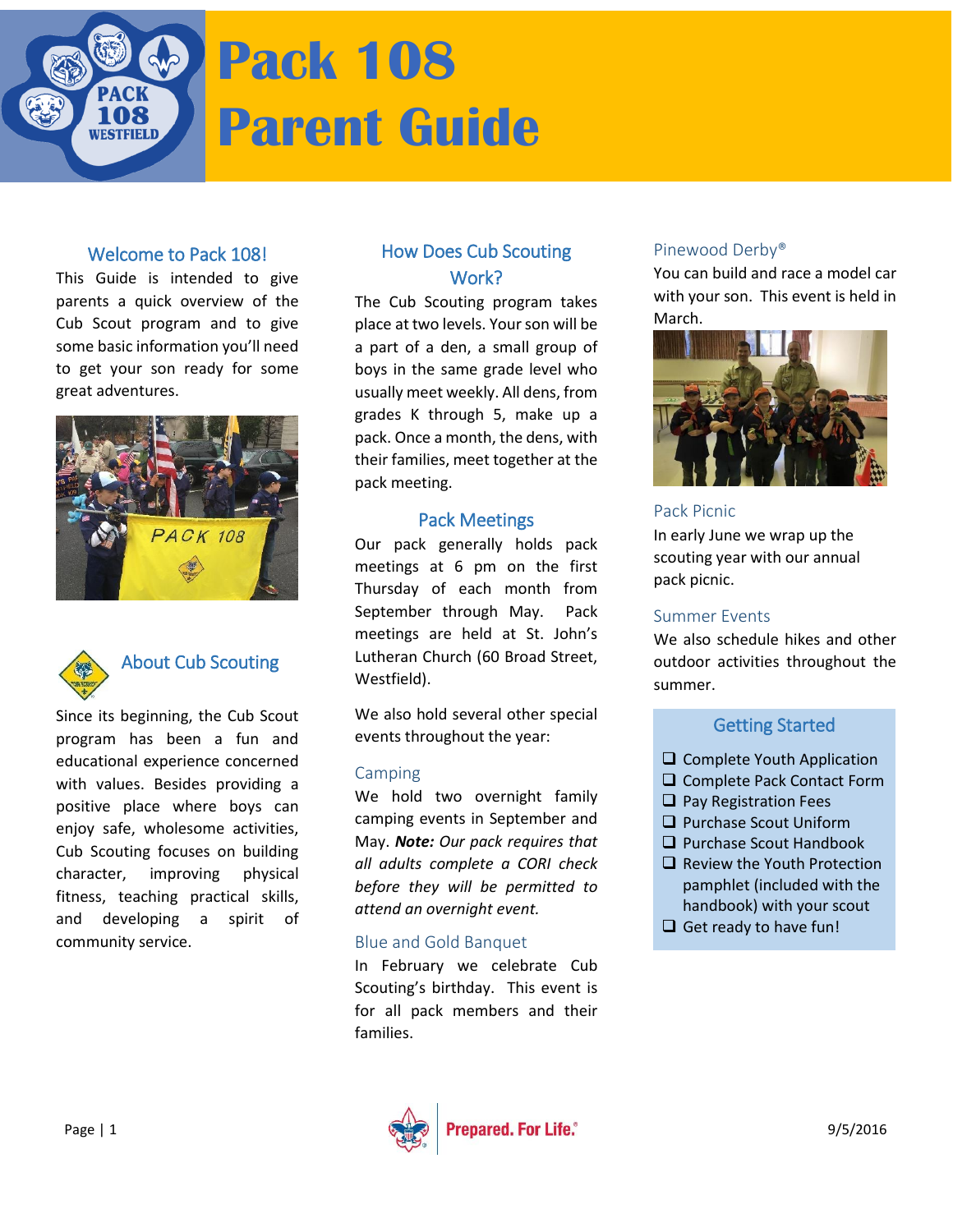# Pack 108 Parent Guide

## Welcome to Pack 108!

This Guide is intended to give parents a quick overview of the Cub Scout program and to give some basic information you'll need to get your son ready for some great adventures.

## About Cub Scouting

Since its beginning, the Cub Scout program has been a fun and educational experience concerned with values. Besides providing a positive place where boys can enjoy safe, wholesome activities, Cub Scouting focuses on building character, improving physical fitness, teaching practical skills, and developing a spirit of community service.

## How Does Cub Scouting Work?

The Cub Scouting program takes place at two levels. Your son will be a part of a den, a small group of boys in the same grade level who usually meet weekly. All dens, from grades K through 5, make up a pack. Once a month, the dens, with their families, meet together at the pack meeting.

## Pack Meetings

Our pack generally holds pack meetings at 6 pm on the first Thursday of each month from September through May. Pack meetings are held at St. John's Lutheran Church (60 Broad Street, Westfield).

We also hold several other special events throughout the year:

### Camping

We hold two overnight family camping events in September and May. ***Note:*** *Our pack requires that all adults complete a CORI check before they will be permitted to attend an overnight event.*

### Blue and Gold Banquet

In February we celebrate Cub Scouting's birthday. This event is for all pack members and their families.

### Pinewood Derby®

You can build and race a model car with your son. This event is held in March.

### Pack Picnic

In early June we wrap up the scouting year with our annual pack picnic.

### Summer Events

We also schedule hikes and other outdoor activities throughout the summer.

## Getting Started

- [ ] Complete Youth Application
- [ ] Complete Pack Contact Form
- [ ] Pay Registration Fees
- [ ] Purchase Scout Uniform
- [ ] Purchase Scout Handbook
- [ ] Review the Youth Protection pamphlet (included with the handbook) with your scout
- [ ] Get ready to have fun!

Prepared. For Life.®

9/5/2016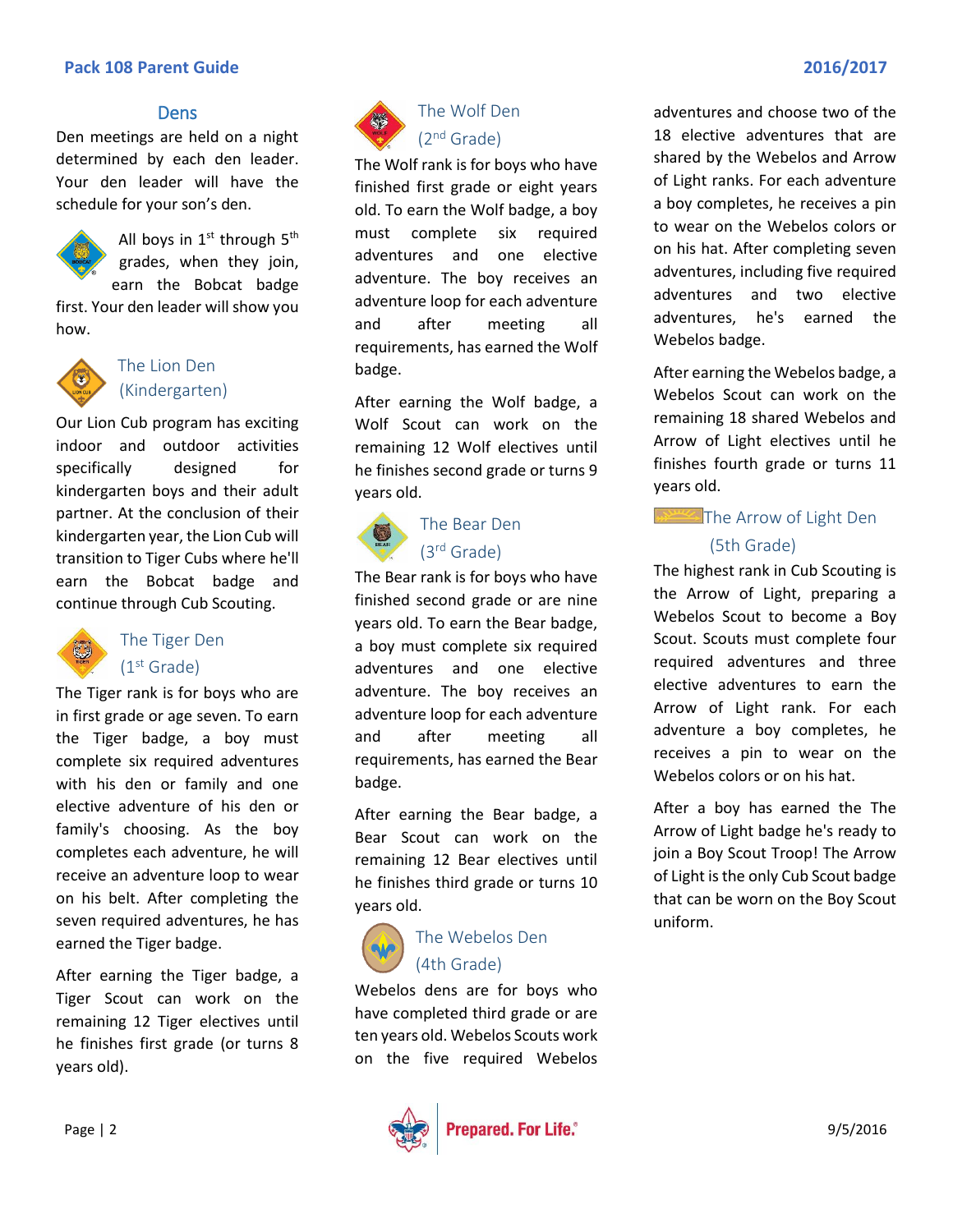## Dens

Den meetings are held on a night determined by each den leader. Your den leader will have the schedule for your son's den.

All boys in 1st through 5th grades, when they join, earn the Bobcat badge first. Your den leader will show you how.

### The Lion Den (Kindergarten)

Our Lion Cub program has exciting indoor and outdoor activities specifically designed for kindergarten boys and their adult partner. At the conclusion of their kindergarten year, the Lion Cub will transition to Tiger Cubs where he'll earn the Bobcat badge and continue through Cub Scouting.

### The Tiger Den (1st Grade)

The Tiger rank is for boys who are in first grade or age seven. To earn the Tiger badge, a boy must complete six required adventures with his den or family and one elective adventure of his den or family's choosing. As the boy completes each adventure, he will receive an adventure loop to wear on his belt. After completing the seven required adventures, he has earned the Tiger badge.

After earning the Tiger badge, a Tiger Scout can work on the remaining 12 Tiger electives until he finishes first grade (or turns 8 years old).

### The Wolf Den (2nd Grade)

The Wolf rank is for boys who have finished first grade or eight years old. To earn the Wolf badge, a boy must complete six required adventures and one elective adventure. The boy receives an adventure loop for each adventure and after meeting all requirements, has earned the Wolf badge.

After earning the Wolf badge, a Wolf Scout can work on the remaining 12 Wolf electives until he finishes second grade or turns 9 years old.

### The Bear Den (3rd Grade)

The Bear rank is for boys who have finished second grade or are nine years old. To earn the Bear badge, a boy must complete six required adventures and one elective adventure. The boy receives an adventure loop for each adventure and after meeting all requirements, has earned the Bear badge.

After earning the Bear badge, a Bear Scout can work on the remaining 12 Bear electives until he finishes third grade or turns 10 years old.

### The Webelos Den (4th Grade)

Webelos dens are for boys who have completed third grade or are ten years old. Webelos Scouts work on the five required Webelos adventures and choose two of the 18 elective adventures that are shared by the Webelos and Arrow of Light ranks. For each adventure a boy completes, he receives a pin to wear on the Webelos colors or on his hat. After completing seven adventures, including five required adventures and two elective adventures, he's earned the Webelos badge.

After earning the Webelos badge, a Webelos Scout can work on the remaining 18 shared Webelos and Arrow of Light electives until he finishes fourth grade or turns 11 years old.

### The Arrow of Light Den (5th Grade)

The highest rank in Cub Scouting is the Arrow of Light, preparing a Webelos Scout to become a Boy Scout. Scouts must complete four required adventures and three elective adventures to earn the Arrow of Light rank. For each adventure a boy completes, he receives a pin to wear on the Webelos colors or on his hat.

After a boy has earned the The Arrow of Light badge he's ready to join a Boy Scout Troop! The Arrow of Light is the only Cub Scout badge that can be worn on the Boy Scout uniform.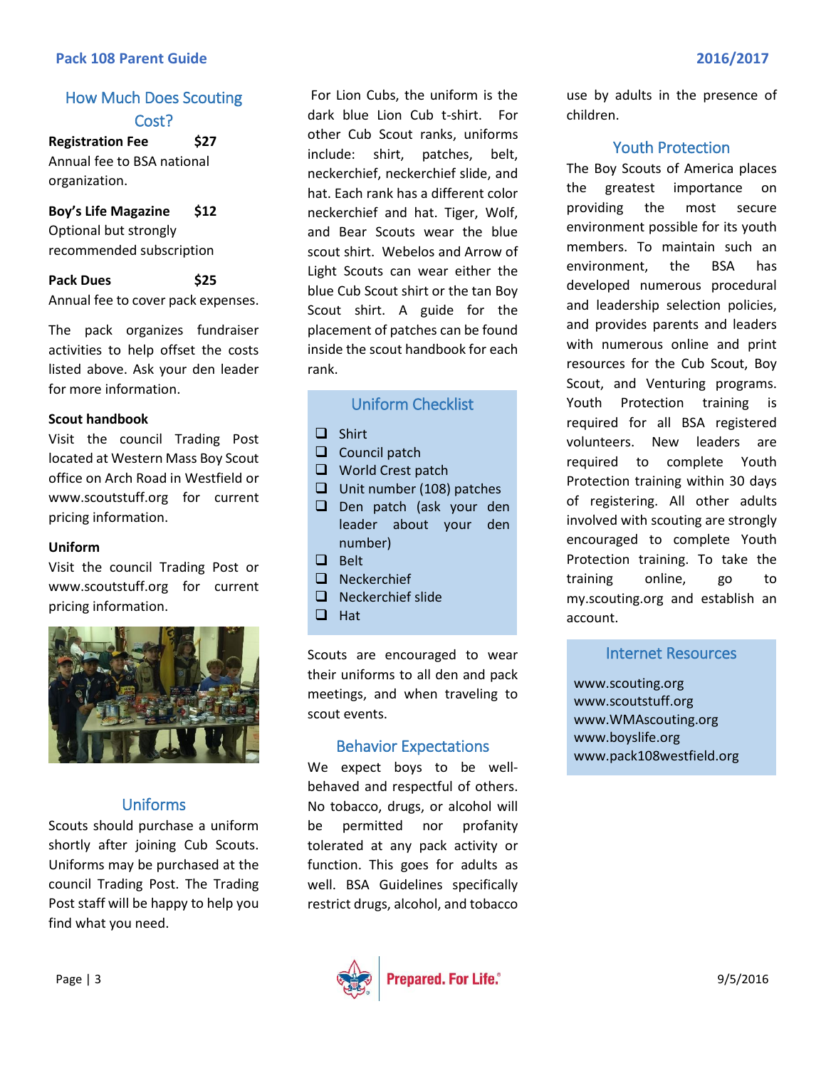## How Much Does Scouting Cost?

**Registration Fee $27**
Annual fee to BSA national organization.

**Boy's Life Magazine $12**
Optional but strongly recommended subscription

**Pack Dues $25**
Annual fee to cover pack expenses.

The pack organizes fundraiser activities to help offset the costs listed above. Ask your den leader for more information.

**Scout handbook**
Visit the council Trading Post located at Western Mass Boy Scout office on Arch Road in Westfield or www.scoutstuff.org for current pricing information.

**Uniform**
Visit the council Trading Post or www.scoutstuff.org for current pricing information.

## Uniforms

Scouts should purchase a uniform shortly after joining Cub Scouts. Uniforms may be purchased at the council Trading Post. The Trading Post staff will be happy to help you find what you need.

For Lion Cubs, the uniform is the dark blue Lion Cub t-shirt. For other Cub Scout ranks, uniforms include: shirt, patches, belt, neckerchief, neckerchief slide, and hat. Each rank has a different color neckerchief and hat. Tiger, Wolf, and Bear Scouts wear the blue scout shirt. Webelos and Arrow of Light Scouts can wear either the blue Cub Scout shirt or the tan Boy Scout shirt. A guide for the placement of patches can be found inside the scout handbook for each rank.

### Uniform Checklist

- [ ] Shirt
- [ ] Council patch
- [ ] World Crest patch
- [ ] Unit number (108) patches
- [ ] Den patch (ask your den leader about your den number)
- [ ] Belt
- [ ] Neckerchief
- [ ] Neckerchief slide
- [ ] Hat

Scouts are encouraged to wear their uniforms to all den and pack meetings, and when traveling to scout events.

## Behavior Expectations

We expect boys to be well-behaved and respectful of others. No tobacco, drugs, or alcohol will be permitted nor profanity tolerated at any pack activity or function. This goes for adults as well. BSA Guidelines specifically restrict drugs, alcohol, and tobacco use by adults in the presence of children.

## Youth Protection

The Boy Scouts of America places the greatest importance on providing the most secure environment possible for its youth members. To maintain such an environment, the BSA has developed numerous procedural and leadership selection policies, and provides parents and leaders with numerous online and print resources for the Cub Scout, Boy Scout, and Venturing programs. Youth Protection training is required for all BSA registered volunteers. New leaders are required to complete Youth Protection training within 30 days of registering. All other adults involved with scouting are strongly encouraged to complete Youth Protection training. To take the training online, go to my.scouting.org and establish an account.

### Internet Resources

www.scouting.org
www.scoutstuff.org
www.WMAscouting.org
www.boyslife.org
www.pack108westfield.org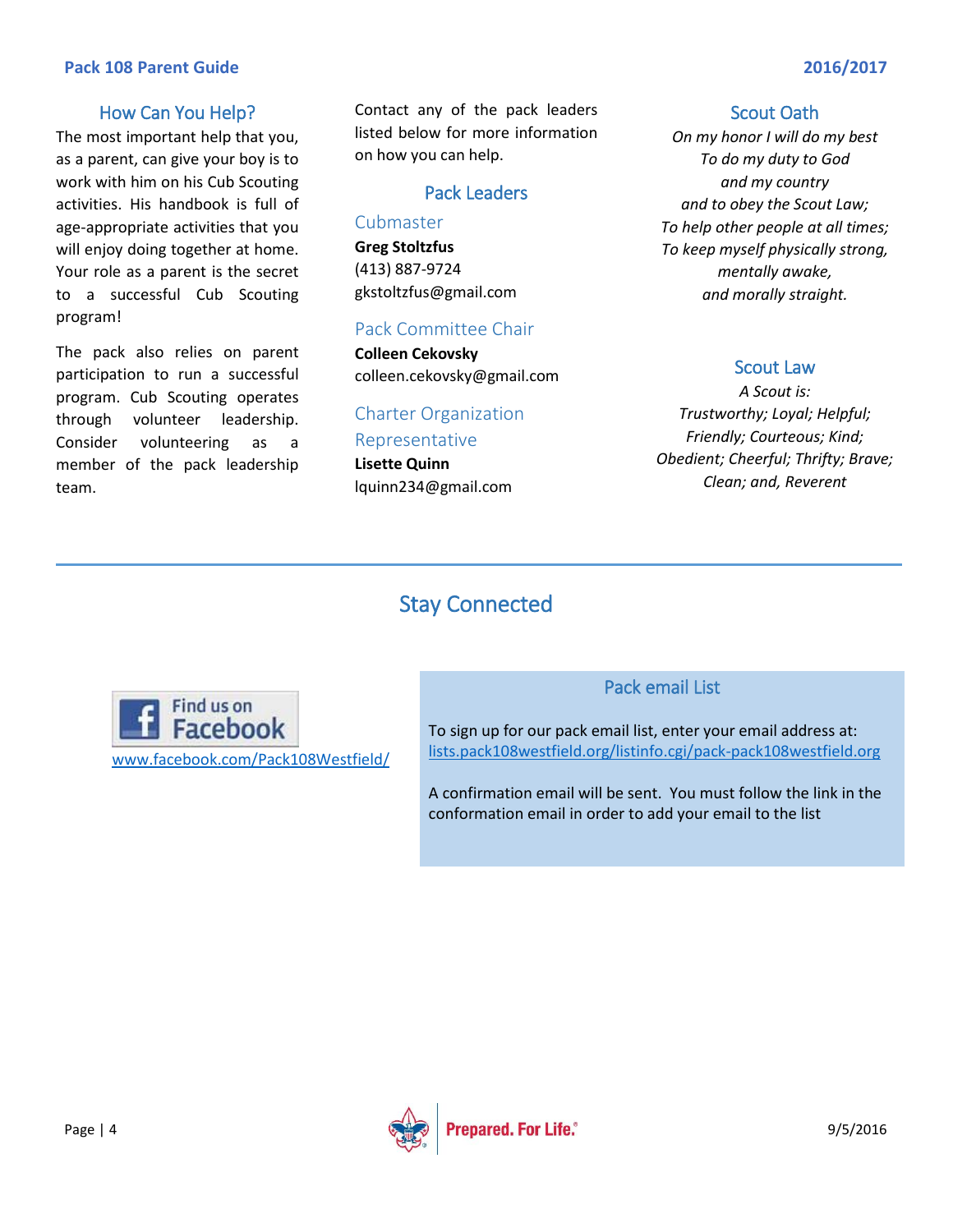## How Can You Help?

The most important help that you, as a parent, can give your boy is to work with him on his Cub Scouting activities. His handbook is full of age-appropriate activities that you will enjoy doing together at home. Your role as a parent is the secret to a successful Cub Scouting program!

The pack also relies on parent participation to run a successful program. Cub Scouting operates through volunteer leadership. Consider volunteering as a member of the pack leadership team.

Contact any of the pack leaders listed below for more information on how you can help.

## Pack Leaders

### Cubmaster

**Greg Stoltzfus**
(413) 887-9724
gkstoltzfus@gmail.com

### Pack Committee Chair

**Colleen Cekovsky**
colleen.cekovsky@gmail.com

### Charter Organization Representative

**Lisette Quinn**
lquinn234@gmail.com

## Scout Oath

*On my honor I will do my best*
*To do my duty to God*
*and my country*
*and to obey the Scout Law;*
*To help other people at all times;*
*To keep myself physically strong,*
*mentally awake,*
*and morally straight.*

## Scout Law

*A Scout is:*
*Trustworthy; Loyal; Helpful;*
*Friendly; Courteous; Kind;*
*Obedient; Cheerful; Thrifty; Brave;*
*Clean; and, Reverent*

---

## Stay Connected

Find us on Facebook

www.facebook.com/Pack108Westfield/

### Pack email List

To sign up for our pack email list, enter your email address at:
lists.pack108westfield.org/listinfo.cgi/pack-pack108westfield.org

A confirmation email will be sent. You must follow the link in the conformation email in order to add your email to the list

Prepared. For Life.®